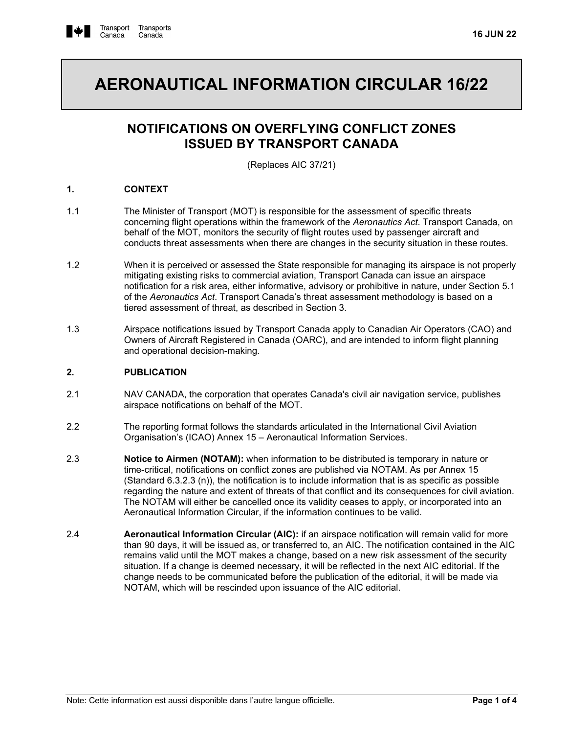16 JUN 22

# AERONAUTICAL INFORMATION CIRCULAR 16/22

## NOTIFICATIONS ON OVERFLYING CONFLICT ZONES ISSUED BY TRANSPORT CANADA

(Replaces AIC 37/21)

### 1. CONTEXT

1.1 The Minister of Transport (MOT) is responsible for the assessment of specific threats concerning flight operations within the framework of the *Aeronautics Act*. Transport Canada, on behalf of the MOT, monitors the security of flight routes used by passenger aircraft and conducts threat assessments when there are changes in the security situation in these routes.

1.2 When it is perceived or assessed the State responsible for managing its airspace is not properly mitigating existing risks to commercial aviation, Transport Canada can issue an airspace notification for a risk area, either informative, advisory or prohibitive in nature, under Section 5.1 of the *Aeronautics Act*. Transport Canada's threat assessment methodology is based on a tiered assessment of threat, as described in Section 3.

1.3 Airspace notifications issued by Transport Canada apply to Canadian Air Operators (CAO) and Owners of Aircraft Registered in Canada (OARC), and are intended to inform flight planning and operational decision-making.

### 2. PUBLICATION

2.1 NAV CANADA, the corporation that operates Canada's civil air navigation service, publishes airspace notifications on behalf of the MOT.

2.2 The reporting format follows the standards articulated in the International Civil Aviation Organisation's (ICAO) Annex 15 – Aeronautical Information Services.

2.3 **Notice to Airmen (NOTAM):** when information to be distributed is temporary in nature or time-critical, notifications on conflict zones are published via NOTAM. As per Annex 15 (Standard 6.3.2.3 (n)), the notification is to include information that is as specific as possible regarding the nature and extent of threats of that conflict and its consequences for civil aviation. The NOTAM will either be cancelled once its validity ceases to apply, or incorporated into an Aeronautical Information Circular, if the information continues to be valid.

2.4 **Aeronautical Information Circular (AIC):** if an airspace notification will remain valid for more than 90 days, it will be issued as, or transferred to, an AIC. The notification contained in the AIC remains valid until the MOT makes a change, based on a new risk assessment of the security situation. If a change is deemed necessary, it will be reflected in the next AIC editorial. If the change needs to be communicated before the publication of the editorial, it will be made via NOTAM, which will be rescinded upon issuance of the AIC editorial.

Note: Cette information est aussi disponible dans l'autre langue officielle.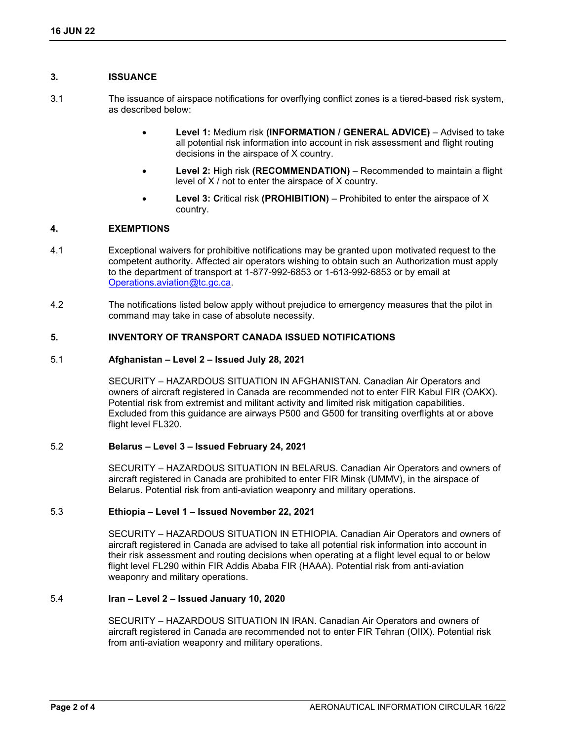## 3. ISSUANCE

3.1 The issuance of airspace notifications for overflying conflict zones is a tiered-based risk system, as described below:

- **Level 1:** Medium risk **(INFORMATION / GENERAL ADVICE)** – Advised to take all potential risk information into account in risk assessment and flight routing decisions in the airspace of X country.
- **Level 2: H**igh risk **(RECOMMENDATION)** – Recommended to maintain a flight level of X / not to enter the airspace of X country.
- **Level 3: C**ritical risk **(PROHIBITION)** – Prohibited to enter the airspace of X country.

## 4. EXEMPTIONS

4.1 Exceptional waivers for prohibitive notifications may be granted upon motivated request to the competent authority. Affected air operators wishing to obtain such an Authorization must apply to the department of transport at 1-877-992-6853 or 1-613-992-6853 or by email at Operations.aviation@tc.gc.ca.

4.2 The notifications listed below apply without prejudice to emergency measures that the pilot in command may take in case of absolute necessity.

## 5. INVENTORY OF TRANSPORT CANADA ISSUED NOTIFICATIONS

### 5.1 Afghanistan – Level 2 – Issued July 28, 2021

SECURITY – HAZARDOUS SITUATION IN AFGHANISTAN*.* Canadian Air Operators and owners of aircraft registered in Canada are recommended not to enter FIR Kabul FIR (OAKX). Potential risk from extremist and militant activity and limited risk mitigation capabilities. Excluded from this guidance are airways P500 and G500 for transiting overflights at or above flight level FL320.

### 5.2 Belarus – Level 3 – Issued February 24, 2021

SECURITY – HAZARDOUS SITUATION IN BELARUS. Canadian Air Operators and owners of aircraft registered in Canada are prohibited to enter FIR Minsk (UMMV), in the airspace of Belarus. Potential risk from anti-aviation weaponry and military operations.

### 5.3 Ethiopia – Level 1 – Issued November 22, 2021

SECURITY – HAZARDOUS SITUATION IN ETHIOPIA. Canadian Air Operators and owners of aircraft registered in Canada are advised to take all potential risk information into account in their risk assessment and routing decisions when operating at a flight level equal to or below flight level FL290 within FIR Addis Ababa FIR (HAAA). Potential risk from anti-aviation weaponry and military operations.

### 5.4 Iran – Level 2 – Issued January 10, 2020

SECURITY – HAZARDOUS SITUATION IN IRAN. Canadian Air Operators and owners of aircraft registered in Canada are recommended not to enter FIR Tehran (OIIX). Potential risk from anti-aviation weaponry and military operations.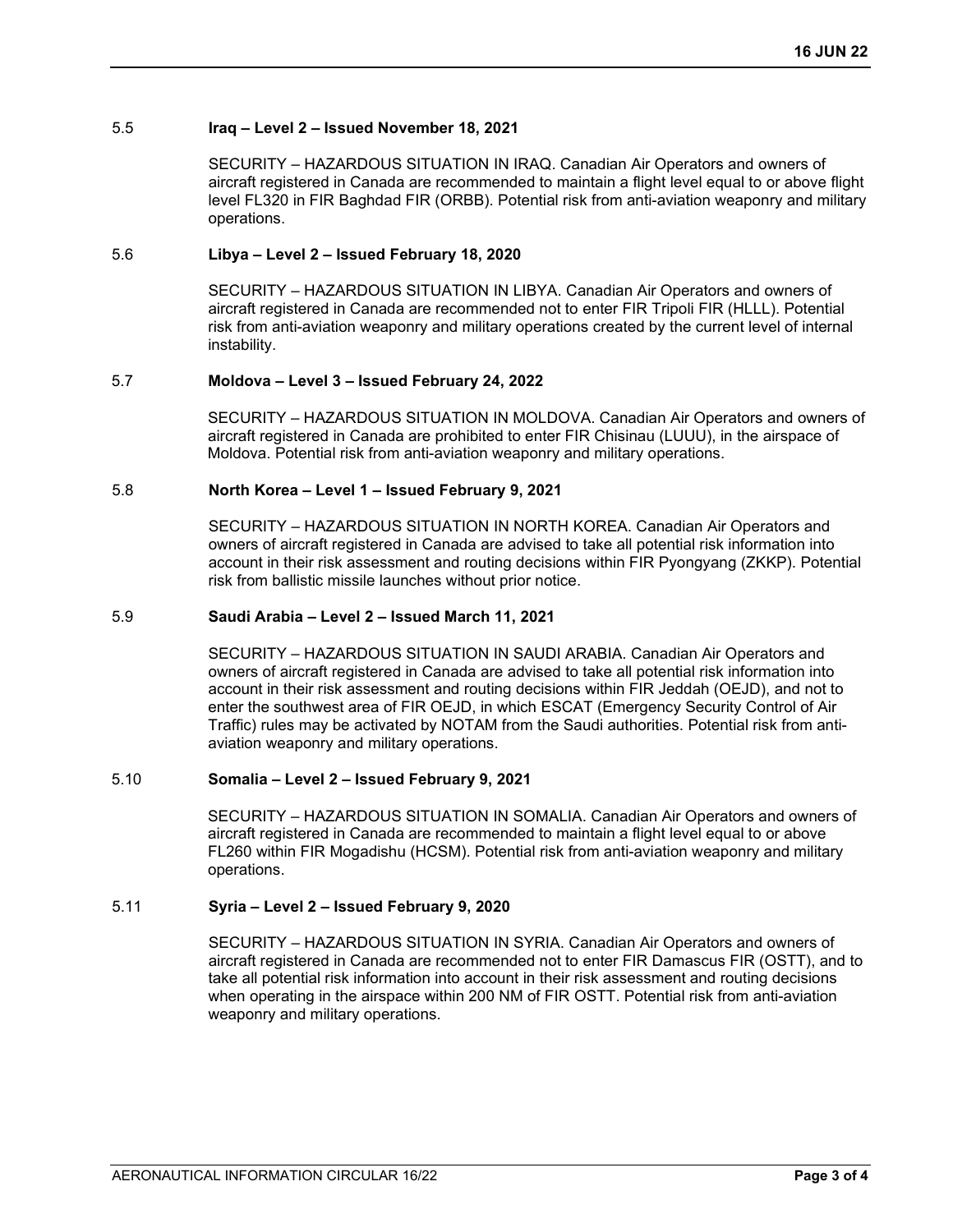### 5.5 Iraq – Level 2 – Issued November 18, 2021

SECURITY – HAZARDOUS SITUATION IN IRAQ. Canadian Air Operators and owners of aircraft registered in Canada are recommended to maintain a flight level equal to or above flight level FL320 in FIR Baghdad FIR (ORBB). Potential risk from anti-aviation weaponry and military operations.

### 5.6 Libya – Level 2 – Issued February 18, 2020

SECURITY – HAZARDOUS SITUATION IN LIBYA. Canadian Air Operators and owners of aircraft registered in Canada are recommended not to enter FIR Tripoli FIR (HLLL). Potential risk from anti-aviation weaponry and military operations created by the current level of internal instability.

### 5.7 Moldova – Level 3 – Issued February 24, 2022

SECURITY – HAZARDOUS SITUATION IN MOLDOVA. Canadian Air Operators and owners of aircraft registered in Canada are prohibited to enter FIR Chisinau (LUUU), in the airspace of Moldova. Potential risk from anti-aviation weaponry and military operations.

### 5.8 North Korea – Level 1 – Issued February 9, 2021

SECURITY – HAZARDOUS SITUATION IN NORTH KOREA. Canadian Air Operators and owners of aircraft registered in Canada are advised to take all potential risk information into account in their risk assessment and routing decisions within FIR Pyongyang (ZKKP). Potential risk from ballistic missile launches without prior notice.

### 5.9 Saudi Arabia – Level 2 – Issued March 11, 2021

SECURITY – HAZARDOUS SITUATION IN SAUDI ARABIA. Canadian Air Operators and owners of aircraft registered in Canada are advised to take all potential risk information into account in their risk assessment and routing decisions within FIR Jeddah (OEJD), and not to enter the southwest area of FIR OEJD, in which ESCAT (Emergency Security Control of Air Traffic) rules may be activated by NOTAM from the Saudi authorities. Potential risk from anti-aviation weaponry and military operations.

### 5.10 Somalia – Level 2 – Issued February 9, 2021

SECURITY – HAZARDOUS SITUATION IN SOMALIA. Canadian Air Operators and owners of aircraft registered in Canada are recommended to maintain a flight level equal to or above FL260 within FIR Mogadishu (HCSM). Potential risk from anti-aviation weaponry and military operations.

### 5.11 Syria – Level 2 – Issued February 9, 2020

SECURITY – HAZARDOUS SITUATION IN SYRIA. Canadian Air Operators and owners of aircraft registered in Canada are recommended not to enter FIR Damascus FIR (OSTT), and to take all potential risk information into account in their risk assessment and routing decisions when operating in the airspace within 200 NM of FIR OSTT. Potential risk from anti-aviation weaponry and military operations.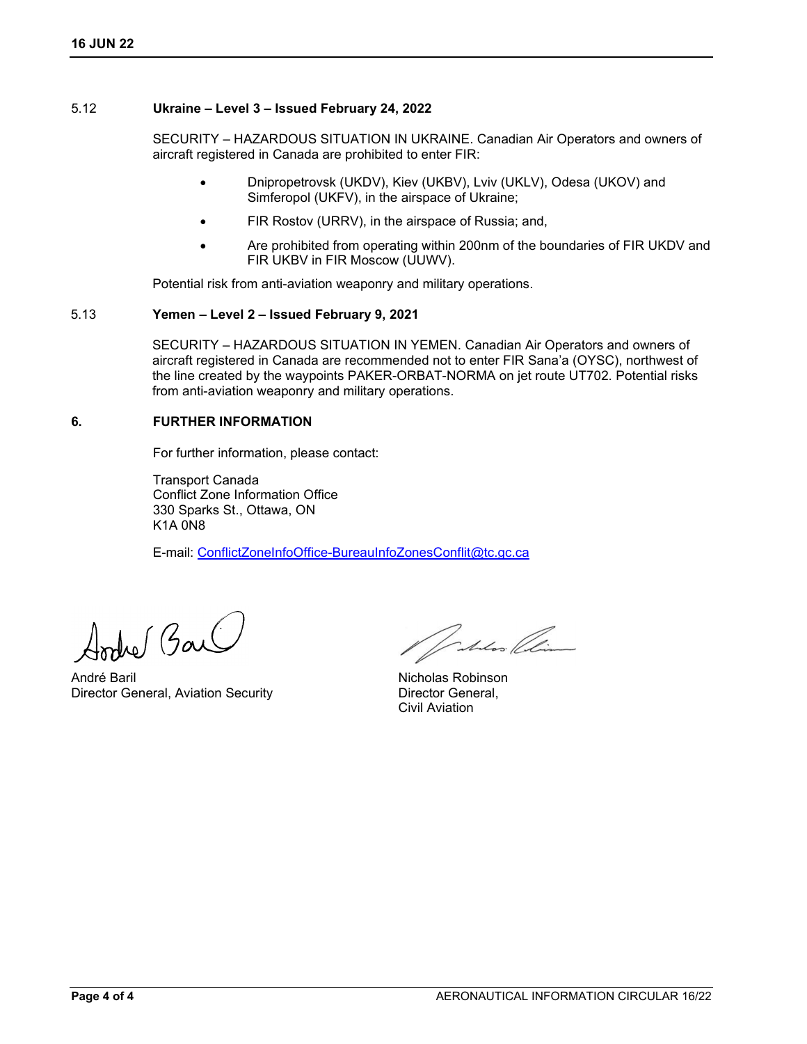### 5.12 Ukraine – Level 3 – Issued February 24, 2022

SECURITY – HAZARDOUS SITUATION IN UKRAINE. Canadian Air Operators and owners of aircraft registered in Canada are prohibited to enter FIR:

- Dnipropetrovsk (UKDV), Kiev (UKBV), Lviv (UKLV), Odesa (UKOV) and Simferopol (UKFV), in the airspace of Ukraine;
- FIR Rostov (URRV), in the airspace of Russia; and,
- Are prohibited from operating within 200nm of the boundaries of FIR UKDV and FIR UKBV in FIR Moscow (UUWV).

Potential risk from anti-aviation weaponry and military operations.

### 5.13 Yemen – Level 2 – Issued February 9, 2021

SECURITY – HAZARDOUS SITUATION IN YEMEN. Canadian Air Operators and owners of aircraft registered in Canada are recommended not to enter FIR Sana'a (OYSC), northwest of the line created by the waypoints PAKER-ORBAT-NORMA on jet route UT702. Potential risks from anti-aviation weaponry and military operations.

## 6. FURTHER INFORMATION

For further information, please contact:

Transport Canada
Conflict Zone Information Office
330 Sparks St., Ottawa, ON
K1A 0N8

E-mail: ConflictZoneInfoOffice-BureauInfoZonesConflit@tc.gc.ca

André Baril
Director General, Aviation Security

Nicholas Robinson
Director General,
Civil Aviation